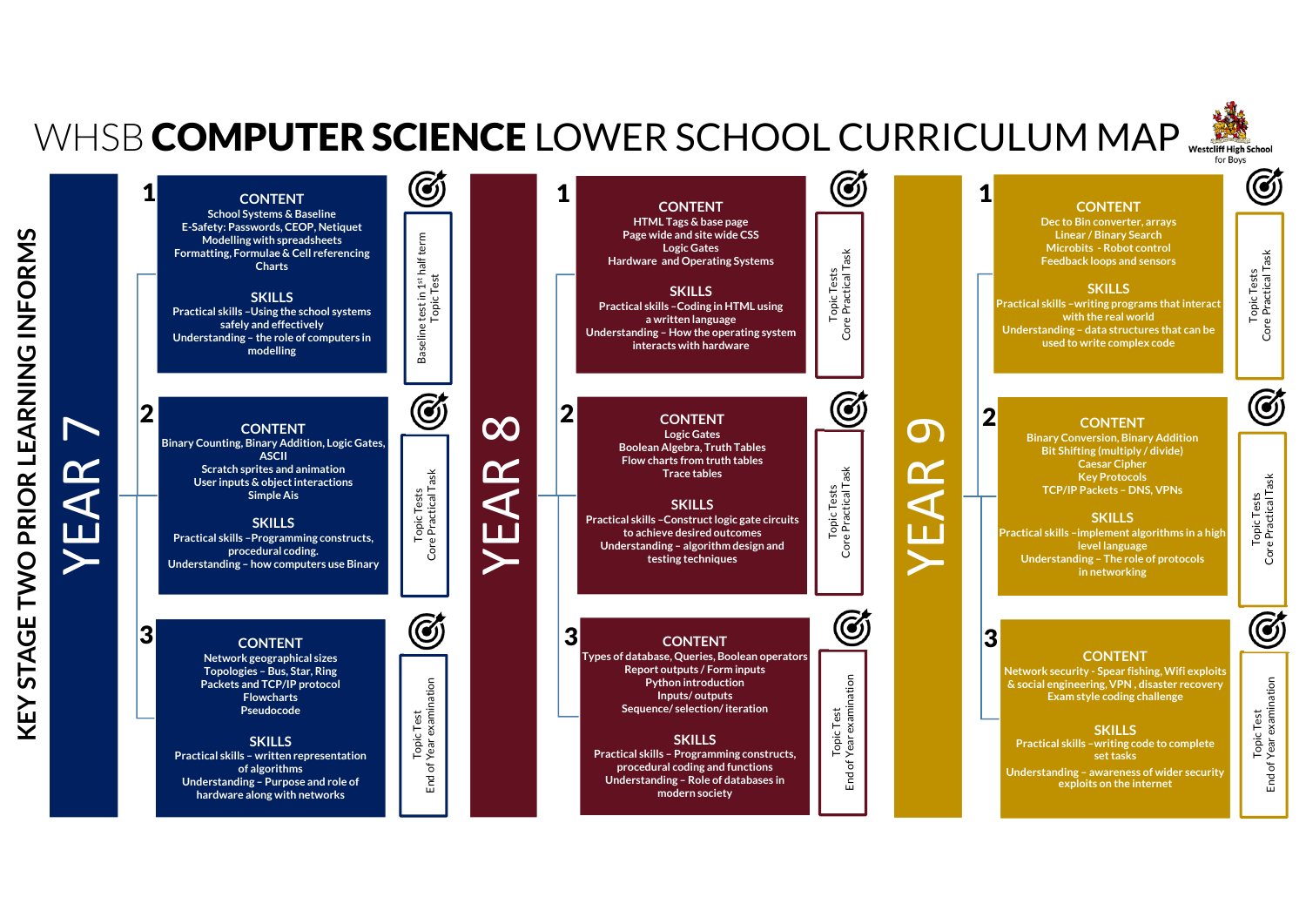# WHSB **COMPUTER SCIENCE** LOWER SCHOOL CURRICULUM MAP

Westcliff High School for Boys

KEY STAGE TWO PRIOR LEARNING INFORMS

## YEAR 7

### 1

**CONTENT**
School Systems & Baseline
E-Safety: Passwords, CEOP, Netiquet
Modelling with spreadsheets
Formatting, Formulae & Cell referencing
Charts

**SKILLS**
Practical skills –Using the school systems safely and effectively
Understanding – the role of computers in modelling

Assessment: Baseline test in 1st half term; Topic Test

### 2

**CONTENT**
Binary Counting, Binary Addition, Logic Gates, ASCII
Scratch sprites and animation
User inputs & object interactions
Simple Ais

**SKILLS**
Practical skills –Programming constructs, procedural coding.
Understanding – how computers use Binary

Assessment: Topic Tests; Core Practical Task

### 3

**CONTENT**
Network geographical sizes
Topologies – Bus, Star, Ring
Packets and TCP/IP protocol
Flowcharts
Pseudocode

**SKILLS**
Practical skills – written representation of algorithms
Understanding – Purpose and role of hardware along with networks

Assessment: Topic Test; End of Year examination

## YEAR 8

### 1

**CONTENT**
HTML Tags & base page
Page wide and site wide CSS
Logic Gates
Hardware and Operating Systems

**SKILLS**
Practical skills –Coding in HTML using a written language
Understanding – How the operating system interacts with hardware

Assessment: Topic Tests; Core Practical Task

### 2

**CONTENT**
Logic Gates
Boolean Algebra, Truth Tables
Flow charts from truth tables
Trace tables

**SKILLS**
Practical skills –Construct logic gate circuits to achieve desired outcomes
Understanding – algorithm design and testing techniques

Assessment: Topic Tests; Core Practical Task

### 3

**CONTENT**
Types of database, Queries, Boolean operators
Report outputs / Form inputs
Python introduction
Inputs/ outputs
Sequence/ selection/ iteration

**SKILLS**
Practical skills – Programming constructs, procedural coding and functions
Understanding – Role of databases in modern society

Assessment: Topic Test; End of Year examination

## YEAR 9

### 1

**CONTENT**
Dec to Bin converter, arrays
Linear / Binary Search
Microbits - Robot control
Feedback loops and sensors

**SKILLS**
Practical skills –writing programs that interact with the real world
Understanding – data structures that can be used to write complex code

Assessment: Topic Tests; Core Practical Task

### 2

**CONTENT**
Binary Conversion, Binary Addition
Bit Shifting (multiply / divide)
Caesar Cipher
Key Protocols
TCP/IP Packets – DNS, VPNs

**SKILLS**
Practical skills –implement algorithms in a high level language
Understanding – The role of protocols in networking

Assessment: Topic Tests; Core Practical Task

### 3

**CONTENT**
Network security - Spear fishing, Wifi exploits & social engineering, VPN , disaster recovery
Exam style coding challenge

**SKILLS**
Practical skills –writing code to complete set tasks
Understanding – awareness of wider security exploits on the internet

Assessment: Topic Test; End of Year examination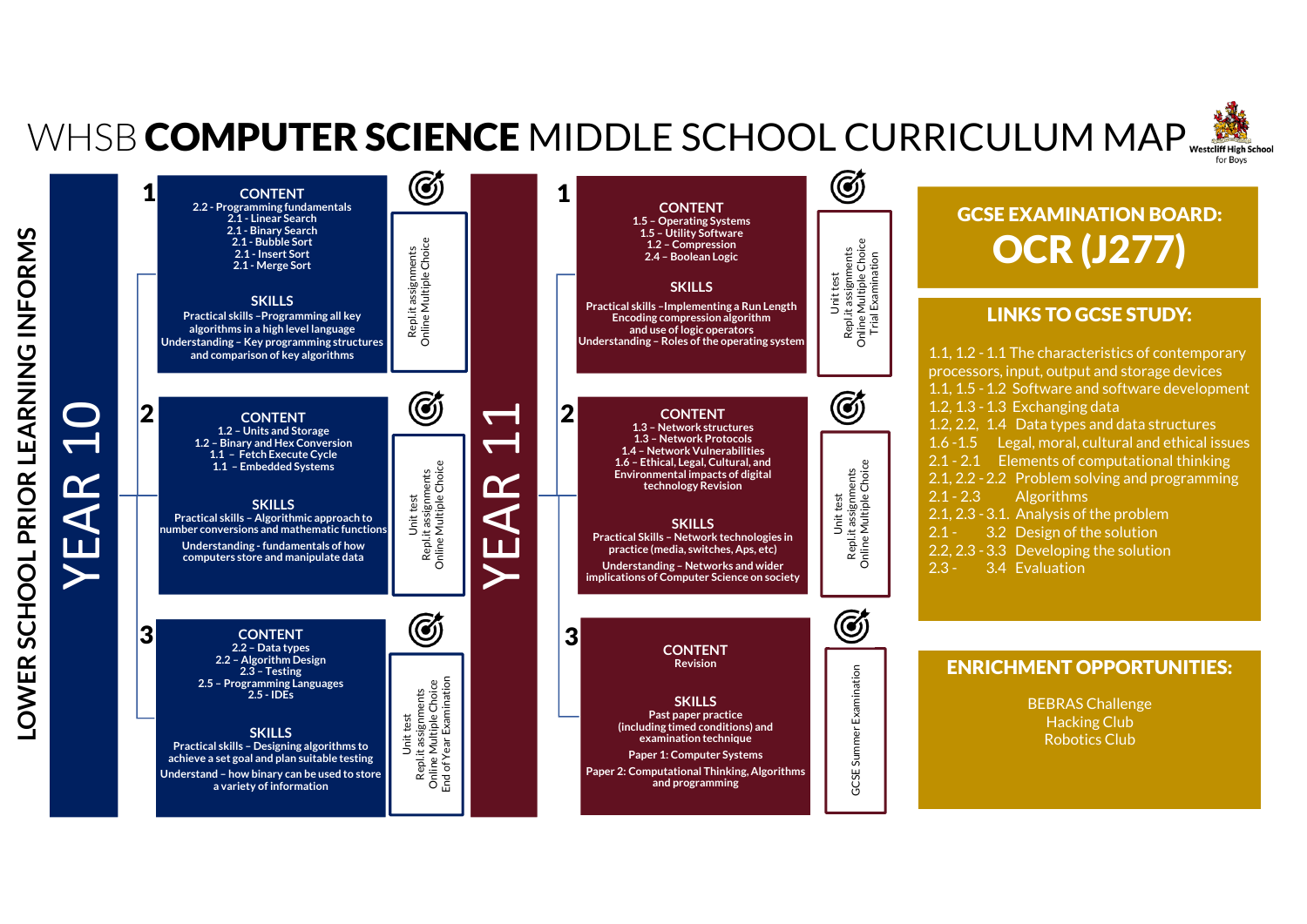# WHSB **COMPUTER SCIENCE** MIDDLE SCHOOL CURRICULUM MAP

Westcliff High School for Boys

LOWER SCHOOL PRIOR LEARNING INFORMS

## YEAR 10

### 1

**CONTENT**

2.2 - Programming fundamentals
2.1 - Linear Search
2.1 - Binary Search
2.1 - Bubble Sort
2.1 - Insert Sort
2.1 - Merge Sort

**SKILLS**

Practical skills –Programming all key algorithms in a high level language
Understanding – Key programming structures and comparison of key algorithms

Assessment: Repl.it assignments, Online Multiple Choice

### 2

**CONTENT**

1.2 – Units and Storage
1.2 – Binary and Hex Conversion
1.1 – Fetch Execute Cycle
1.1 – Embedded Systems

**SKILLS**

Practical skills – Algorithmic approach to number conversions and mathematic functions
Understanding - fundamentals of how computers store and manipulate data

Assessment: Unit test, Repl.it assignments, Online Multiple Choice

### 3

**CONTENT**

2.2 – Data types
2.2 – Algorithm Design
2.3 – Testing
2.5 – Programming Languages
2.5 – IDEs

**SKILLS**

Practical skills – Designing algorithms to achieve a set goal and plan suitable testing
Understand – how binary can be used to store a variety of information

Assessment: Unit test, Repl.it assignments, Online Multiple Choice, End of Year Examination

## YEAR 11

### 1

**CONTENT**

1.5 – Operating Systems
1.5 – Utility Software
1.2 – Compression
2.4 – Boolean Logic

**SKILLS**

Practical skills –Implementing a Run Length Encoding compression algorithm and use of logic operators
Understanding – Roles of the operating system

Assessment: Unit test, Repl.it assignments, Online Multiple Choice, Trial Examination

### 2

**CONTENT**

1.3 – Network structures
1.3 – Network Protocols
1.4 – Network Vulnerabilities
1.6 – Ethical, Legal, Cultural, and Environmental impacts of digital technology Revision

**SKILLS**

Practical Skills – Network technologies in practice (media, switches, Aps, etc)
Understanding – Networks and wider implications of Computer Science on society

Assessment: Unit test, Repl.it assignments, Online Multiple Choice

### 3

**CONTENT**

Revision

**SKILLS**

Past paper practice (including timed conditions) and examination technique
Paper 1: Computer Systems
Paper 2: Computational Thinking, Algorithms and programming

Assessment: GCSE Summer Examination

## GCSE EXAMINATION BOARD:

## OCR (J277)

## LINKS TO GCSE STUDY:

1.1, 1.2 - 1.1 The characteristics of contemporary processors, input, output and storage devices
1.1, 1.5 - 1.2 Software and software development
1.2, 1.3 - 1.3 Exchanging data
1.2, 2.2, 1.4 Data types and data structures
1.6 - 1.5 Legal, moral, cultural and ethical issues
2.1 - 2.1 Elements of computational thinking
2.1, 2.2 - 2.2 Problem solving and programming
2.1 - 2.3 Algorithms
2.1, 2.3 - 3.1. Analysis of the problem
2.1 - 3.2 Design of the solution
2.2, 2.3 - 3.3 Developing the solution
2.3 - 3.4 Evaluation

## ENRICHMENT OPPORTUNITIES:

BEBRAS Challenge
Hacking Club
Robotics Club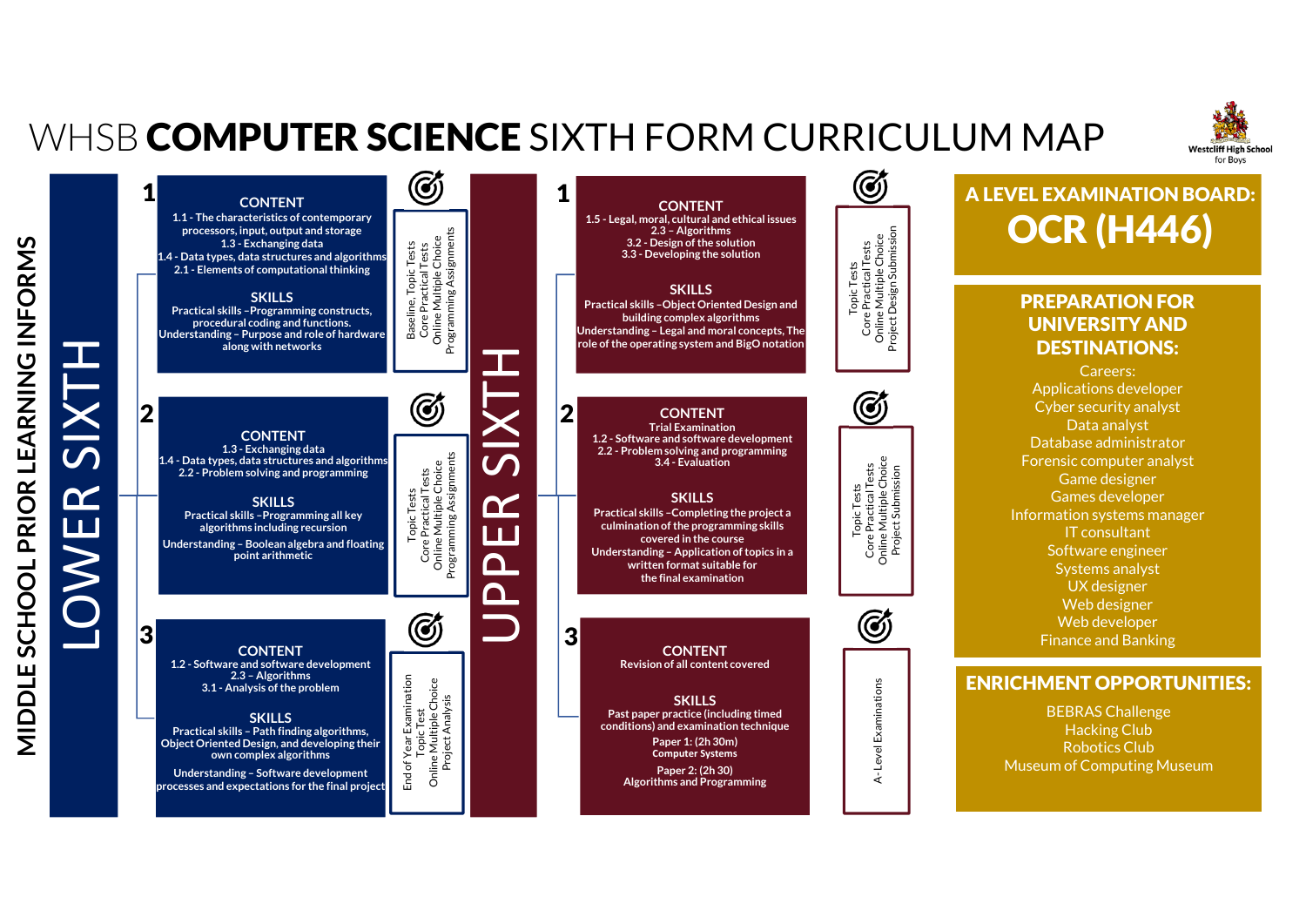# WHSB **COMPUTER SCIENCE** SIXTH FORM CURRICULUM MAP

Westcliff High School for Boys

MIDDLE SCHOOL PRIOR LEARNING INFORMS

## LOWER SIXTH

### 1

**CONTENT**

1.1 - The characteristics of contemporary processors, input, output and storage
1.3 - Exchanging data
1.4 - Data types, data structures and algorithms
2.1 - Elements of computational thinking

**SKILLS**

Practical skills – Programming constructs, procedural coding and functions.
Understanding – Purpose and role of hardware along with networks

**Assessment:** Baseline, Topic Tests; Core Practical Tests; Online Multiple Choice; Programming Assignments

### 2

**CONTENT**

1.3 - Exchanging data
1.4 - Data types, data structures and algorithms
2.2 - Problem solving and programming

**SKILLS**

Practical skills – Programming all key algorithms including recursion
Understanding – Boolean algebra and floating point arithmetic

**Assessment:** Topic Tests; Core Practical Tests; Online Multiple Choice; Programming Assignments

### 3

**CONTENT**

1.2 - Software and software development
2.3 – Algorithms
3.1 - Analysis of the problem

**SKILLS**

Practical skills – Path finding algorithms, Object Oriented Design, and developing their own complex algorithms
Understanding – Software development processes and expectations for the final project

**Assessment:** End of Year Examination; Topic Test; Online Multiple Choice; Project Analysis

## UPPER SIXTH

### 1

**CONTENT**

1.5 - Legal, moral, cultural and ethical issues
2.3 – Algorithms
3.2 - Design of the solution
3.3 - Developing the solution

**SKILLS**

Practical skills – Object Oriented Design and building complex algorithms
Understanding – Legal and moral concepts, The role of the operating system and BigO notation

**Assessment:** Topic Tests; Core Practical Tests; Online Multiple Choice; Project Design Submission

### 2

**CONTENT**

Trial Examination
1.2 - Software and software development
2.2 - Problem solving and programming
3.4 - Evaluation

**SKILLS**

Practical skills – Completing the project a culmination of the programming skills covered in the course
Understanding – Application of topics in a written format suitable for the final examination

**Assessment:** Topic Tests; Core Practical Tests; Online Multiple Choice; Project Submission

### 3

**CONTENT**

Revision of all content covered

**SKILLS**

Past paper practice (including timed conditions) and examination technique

Paper 1: (2h 30m)
Computer Systems

Paper 2: (2h 30)
Algorithms and Programming

**Assessment:** A-Level Examinations

## A LEVEL EXAMINATION BOARD:

**OCR (H446)**

## PREPARATION FOR UNIVERSITY AND DESTINATIONS:

Careers:

- Applications developer
- Cyber security analyst
- Data analyst
- Database administrator
- Forensic computer analyst
- Game designer
- Games developer
- Information systems manager
- IT consultant
- Software engineer
- Systems analyst
- UX designer
- Web designer
- Web developer
- Finance and Banking

## ENRICHMENT OPPORTUNITIES:

- BEBRAS Challenge
- Hacking Club
- Robotics Club
- Museum of Computing Museum